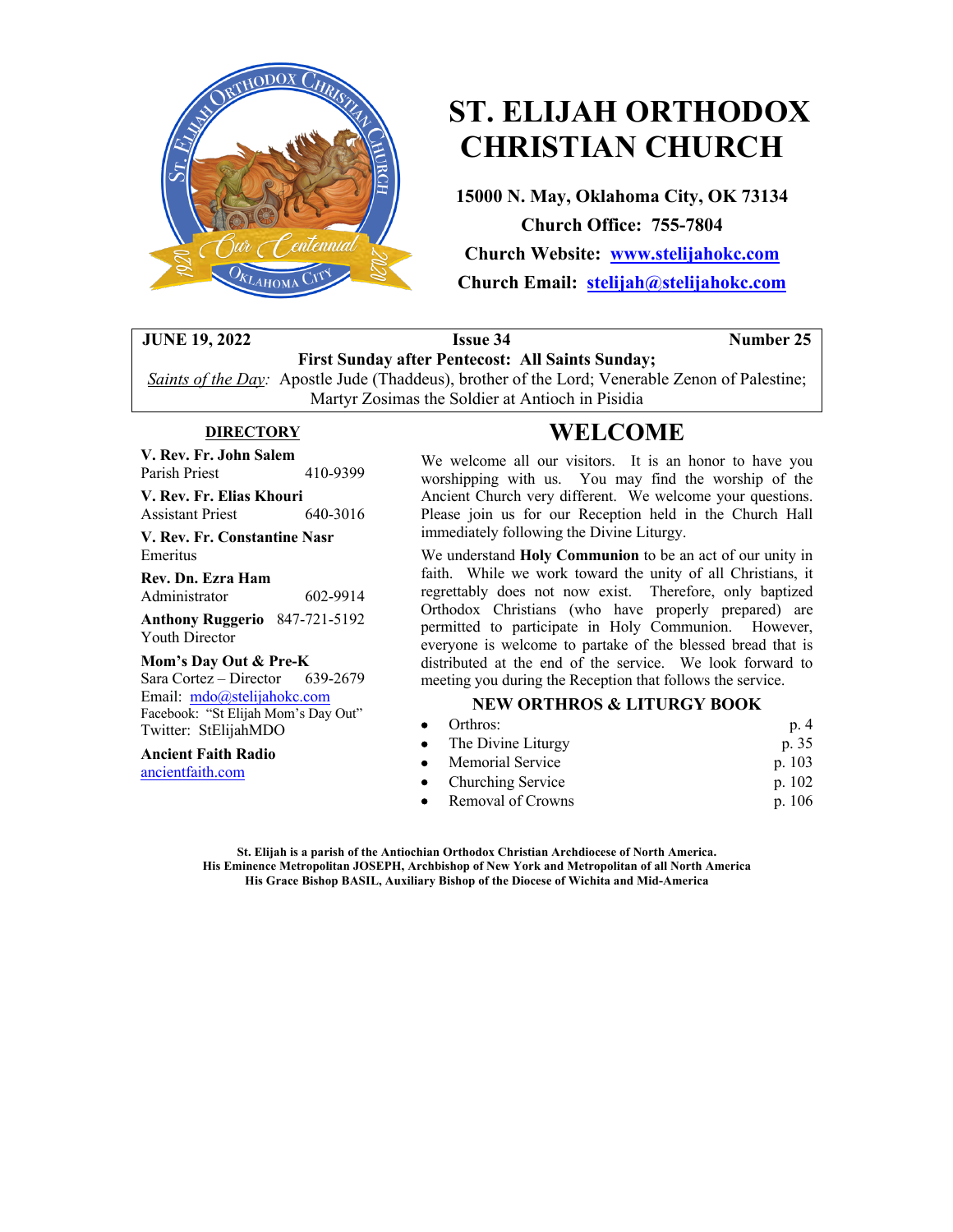# ST. ELIJAH ORTHODOX CHRISTIAN CHURCH

**15000 N. May, Oklahoma City, OK 73134**

**Church Office: 755-7804**

**Church Website: www.stelijahokc.com**

**Church Email: stelijah@stelijahokc.com**

| JUNE 19, 2022 | Issue 34 | Number 25 |
|---|---|---|

**First Sunday after Pentecost: All Saints Sunday;**

*Saints of the Day:* Apostle Jude (Thaddeus), brother of the Lord; Venerable Zenon of Palestine; Martyr Zosimas the Soldier at Antioch in Pisidia

## DIRECTORY

**V. Rev. Fr. John Salem**
Parish Priest 410-9399

**V. Rev. Fr. Elias Khouri**
Assistant Priest 640-3016

**V. Rev. Fr. Constantine Nasr**
Emeritus

**Rev. Dn. Ezra Ham**
Administrator 602-9914

**Anthony Ruggerio** 847-721-5192
Youth Director

**Mom's Day Out & Pre-K**
Sara Cortez – Director 639-2679
Email: mdo@stelijahokc.com
Facebook: "St Elijah Mom's Day Out"
Twitter: StElijahMDO

**Ancient Faith Radio**
ancientfaith.com

# WELCOME

We welcome all our visitors. It is an honor to have you worshipping with us. You may find the worship of the Ancient Church very different. We welcome your questions. Please join us for our Reception held in the Church Hall immediately following the Divine Liturgy.

We understand **Holy Communion** to be an act of our unity in faith. While we work toward the unity of all Christians, it regrettably does not now exist. Therefore, only baptized Orthodox Christians (who have properly prepared) are permitted to participate in Holy Communion. However, everyone is welcome to partake of the blessed bread that is distributed at the end of the service. We look forward to meeting you during the Reception that follows the service.

### NEW ORTHROS & LITURGY BOOK

- Orthros: p. 4
- The Divine Liturgy p. 35
- Memorial Service p. 103
- Churching Service p. 102
- Removal of Crowns p. 106

**St. Elijah is a parish of the Antiochian Orthodox Christian Archdiocese of North America.**
**His Eminence Metropolitan JOSEPH, Archbishop of New York and Metropolitan of all North America**
**His Grace Bishop BASIL, Auxiliary Bishop of the Diocese of Wichita and Mid-America**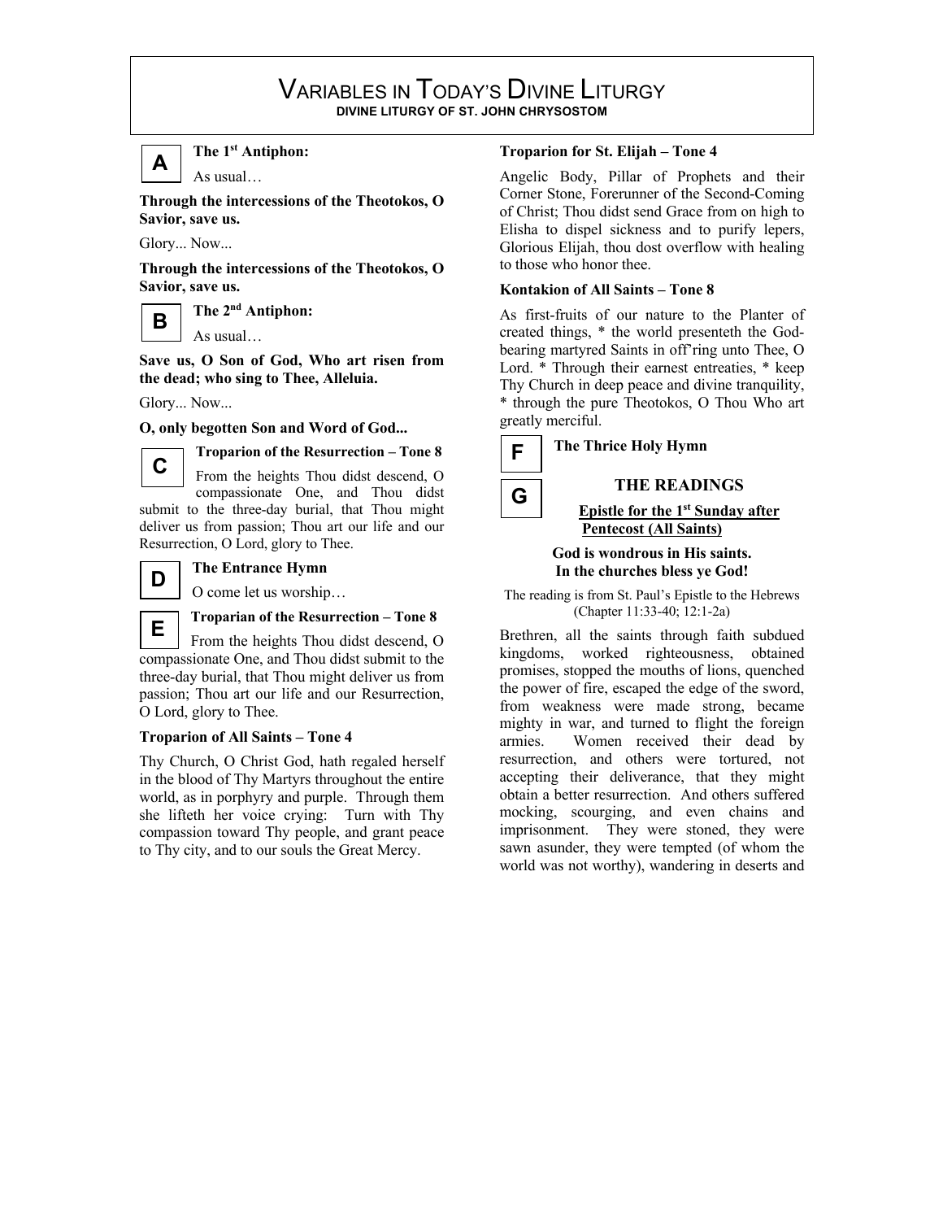# Variables in Today's Divine Liturgy

**DIVINE LITURGY OF ST. JOHN CHRYSOSTOM**

**A** **The 1st Antiphon:**

As usual…

**Through the intercessions of the Theotokos, O Savior, save us.**

Glory... Now...

**Through the intercessions of the Theotokos, O Savior, save us.**

**B** **The 2nd Antiphon:**

As usual…

**Save us, O Son of God, Who art risen from the dead; who sing to Thee, Alleluia.**

Glory... Now...

**O, only begotten Son and Word of God...**

**C** **Troparion of the Resurrection – Tone 8**

From the heights Thou didst descend, O compassionate One, and Thou didst submit to the three-day burial, that Thou might deliver us from passion; Thou art our life and our Resurrection, O Lord, glory to Thee.

**D** **The Entrance Hymn**

O come let us worship…

**E** **Troparian of the Resurrection – Tone 8**

From the heights Thou didst descend, O compassionate One, and Thou didst submit to the three-day burial, that Thou might deliver us from passion; Thou art our life and our Resurrection, O Lord, glory to Thee.

**Troparion of All Saints – Tone 4**

Thy Church, O Christ God, hath regaled herself in the blood of Thy Martyrs throughout the entire world, as in porphyry and purple. Through them she lifteth her voice crying: Turn with Thy compassion toward Thy people, and grant peace to Thy city, and to our souls the Great Mercy.

**Troparion for St. Elijah – Tone 4**

Angelic Body, Pillar of Prophets and their Corner Stone, Forerunner of the Second-Coming of Christ; Thou didst send Grace from on high to Elisha to dispel sickness and to purify lepers, Glorious Elijah, thou dost overflow with healing to those who honor thee.

**Kontakion of All Saints – Tone 8**

As first-fruits of our nature to the Planter of created things, * the world presenteth the God-bearing martyred Saints in off'ring unto Thee, O Lord. * Through their earnest entreaties, * keep Thy Church in deep peace and divine tranquility, * through the pure Theotokos, O Thou Who art greatly merciful.

**F** **The Thrice Holy Hymn**

**G** **THE READINGS**

**Epistle for the 1st Sunday after Pentecost (All Saints)**

**God is wondrous in His saints.**
**In the churches bless ye God!**

The reading is from St. Paul's Epistle to the Hebrews (Chapter 11:33-40; 12:1-2a)

Brethren, all the saints through faith subdued kingdoms, worked righteousness, obtained promises, stopped the mouths of lions, quenched the power of fire, escaped the edge of the sword, from weakness were made strong, became mighty in war, and turned to flight the foreign armies. Women received their dead by resurrection, and others were tortured, not accepting their deliverance, that they might obtain a better resurrection. And others suffered mocking, scourging, and even chains and imprisonment. They were stoned, they were sawn asunder, they were tempted (of whom the world was not worthy), wandering in deserts and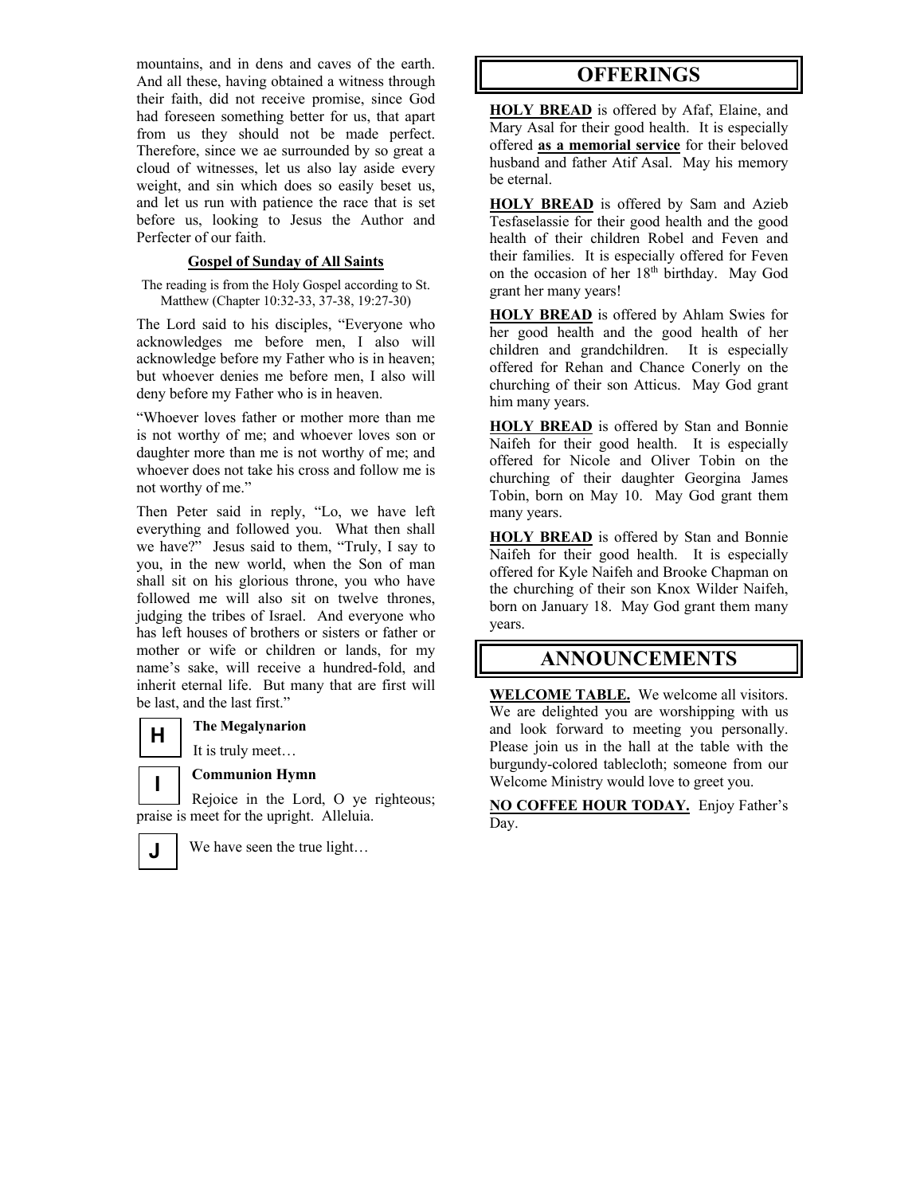mountains, and in dens and caves of the earth. And all these, having obtained a witness through their faith, did not receive promise, since God had foreseen something better for us, that apart from us they should not be made perfect. Therefore, since we ae surrounded by so great a cloud of witnesses, let us also lay aside every weight, and sin which does so easily beset us, and let us run with patience the race that is set before us, looking to Jesus the Author and Perfecter of our faith.

**Gospel of Sunday of All Saints**

The reading is from the Holy Gospel according to St. Matthew (Chapter 10:32-33, 37-38, 19:27-30)

The Lord said to his disciples, "Everyone who acknowledges me before men, I also will acknowledge before my Father who is in heaven; but whoever denies me before men, I also will deny before my Father who is in heaven.

"Whoever loves father or mother more than me is not worthy of me; and whoever loves son or daughter more than me is not worthy of me; and whoever does not take his cross and follow me is not worthy of me."

Then Peter said in reply, "Lo, we have left everything and followed you. What then shall we have?" Jesus said to them, "Truly, I say to you, in the new world, when the Son of man shall sit on his glorious throne, you who have followed me will also sit on twelve thrones, judging the tribes of Israel. And everyone who has left houses of brothers or sisters or father or mother or wife or children or lands, for my name's sake, will receive a hundred-fold, and inherit eternal life. But many that are first will be last, and the last first."

**H** **The Megalynarion**

It is truly meet…

**I** **Communion Hymn**

Rejoice in the Lord, O ye righteous; praise is meet for the upright. Alleluia.

**J** We have seen the true light…

# OFFERINGS

**HOLY BREAD** is offered by Afaf, Elaine, and Mary Asal for their good health. It is especially offered **as a memorial service** for their beloved husband and father Atif Asal. May his memory be eternal.

**HOLY BREAD** is offered by Sam and Azieb Tesfaselassie for their good health and the good health of their children Robel and Feven and their families. It is especially offered for Feven on the occasion of her 18th birthday. May God grant her many years!

**HOLY BREAD** is offered by Ahlam Swies for her good health and the good health of her children and grandchildren. It is especially offered for Rehan and Chance Conerly on the churching of their son Atticus. May God grant him many years.

**HOLY BREAD** is offered by Stan and Bonnie Naifeh for their good health. It is especially offered for Nicole and Oliver Tobin on the churching of their daughter Georgina James Tobin, born on May 10. May God grant them many years.

**HOLY BREAD** is offered by Stan and Bonnie Naifeh for their good health. It is especially offered for Kyle Naifeh and Brooke Chapman on the churching of their son Knox Wilder Naifeh, born on January 18. May God grant them many years.

# ANNOUNCEMENTS

**WELCOME TABLE.** We welcome all visitors. We are delighted you are worshipping with us and look forward to meeting you personally. Please join us in the hall at the table with the burgundy-colored tablecloth; someone from our Welcome Ministry would love to greet you.

**NO COFFEE HOUR TODAY.** Enjoy Father's Day.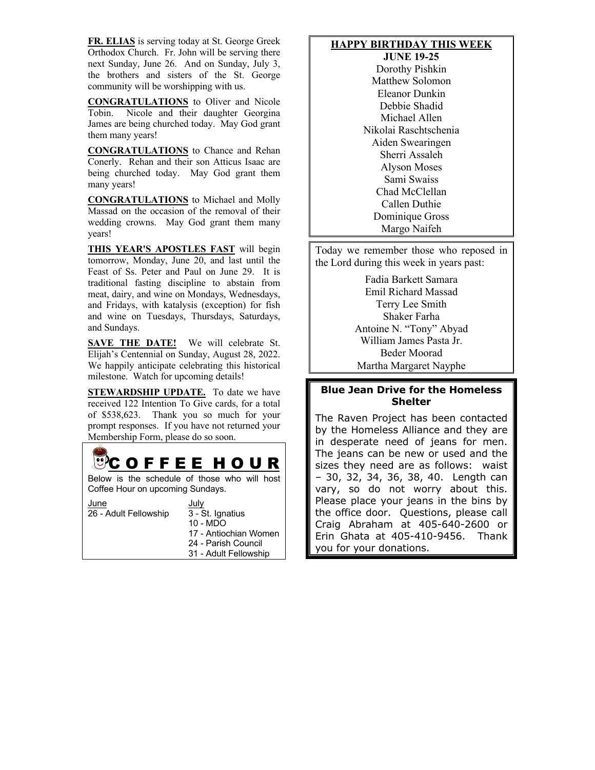**FR. ELIAS** is serving today at St. George Greek Orthodox Church. Fr. John will be serving there next Sunday, June 26. And on Sunday, July 3, the brothers and sisters of the St. George community will be worshipping with us.

**CONGRATULATIONS** to Oliver and Nicole Tobin. Nicole and their daughter Georgina James are being churched today. May God grant them many years!

**CONGRATULATIONS** to Chance and Rehan Conerly. Rehan and their son Atticus Isaac are being churched today. May God grant them many years!

**CONGRATULATIONS** to Michael and Molly Massad on the occasion of the removal of their wedding crowns. May God grant them many years!

**THIS YEAR'S APOSTLES FAST** will begin tomorrow, Monday, June 20, and last until the Feast of Ss. Peter and Paul on June 29. It is traditional fasting discipline to abstain from meat, dairy, and wine on Mondays, Wednesdays, and Fridays, with katalysis (exception) for fish and wine on Tuesdays, Thursdays, Saturdays, and Sundays.

**SAVE THE DATE!** We will celebrate St. Elijah's Centennial on Sunday, August 28, 2022. We happily anticipate celebrating this historical milestone. Watch for upcoming details!

**STEWARDSHIP UPDATE.** To date we have received 122 Intention To Give cards, for a total of $538,623. Thank you so much for your prompt responses. If you have not returned your Membership Form, please do so soon.

## COFFEE HOUR

Below is the schedule of those who will host Coffee Hour on upcoming Sundays.

| June | July |
|---|---|
| 26 - Adult Fellowship | 3 - St. Ignatius |
| | 10 - MDO |
| | 17 - Antiochian Women |
| | 24 - Parish Council |
| | 31 - Adult Fellowship |

## HAPPY BIRTHDAY THIS WEEK
**JUNE 19-25**

Dorothy Pishkin
Matthew Solomon
Eleanor Dunkin
Debbie Shadid
Michael Allen
Nikolai Raschtschenia
Aiden Swearingen
Sherri Assaleh
Alyson Moses
Sami Swaiss
Chad McClellan
Callen Duthie
Dominique Gross
Margo Naifeh

Today we remember those who reposed in the Lord during this week in years past:

Fadia Barkett Samara
Emil Richard Massad
Terry Lee Smith
Shaker Farha
Antoine N. "Tony" Abyad
William James Pasta Jr.
Beder Moorad
Martha Margaret Nayphe

## Blue Jean Drive for the Homeless Shelter

The Raven Project has been contacted by the Homeless Alliance and they are in desperate need of jeans for men. The jeans can be new or used and the sizes they need are as follows: waist – 30, 32, 34, 36, 38, 40. Length can vary, so do not worry about this. Please place your jeans in the bins by the office door. Questions, please call Craig Abraham at 405-640-2600 or Erin Ghata at 405-410-9456. Thank you for your donations.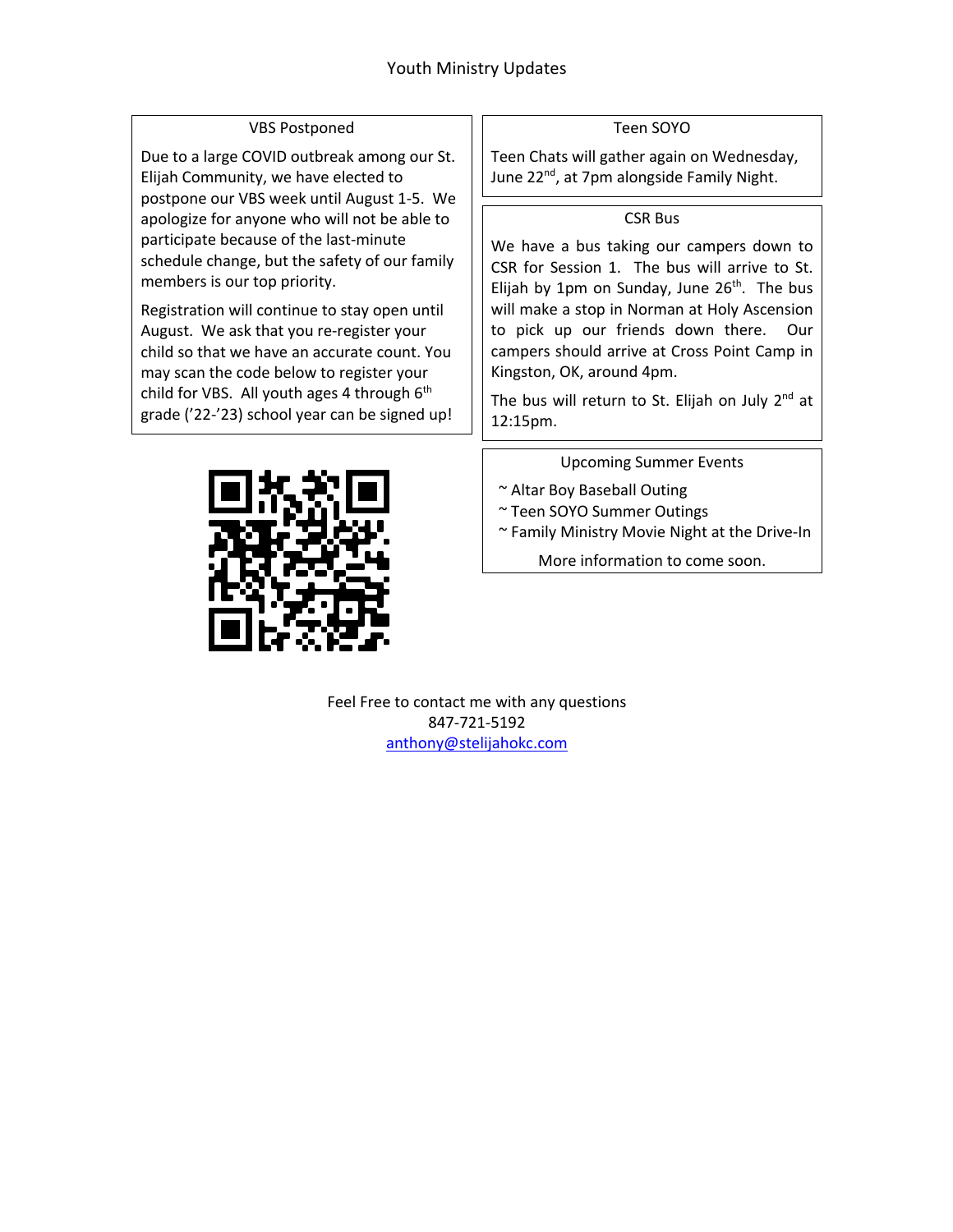# Youth Ministry Updates

## VBS Postponed

Due to a large COVID outbreak among our St. Elijah Community, we have elected to postpone our VBS week until August 1-5. We apologize for anyone who will not be able to participate because of the last-minute schedule change, but the safety of our family members is our top priority.

Registration will continue to stay open until August. We ask that you re-register your child so that we have an accurate count. You may scan the code below to register your child for VBS. All youth ages 4 through 6th grade ('22-'23) school year can be signed up!

## Teen SOYO

Teen Chats will gather again on Wednesday, June 22nd, at 7pm alongside Family Night.

## CSR Bus

We have a bus taking our campers down to CSR for Session 1. The bus will arrive to St. Elijah by 1pm on Sunday, June 26th. The bus will make a stop in Norman at Holy Ascension to pick up our friends down there. Our campers should arrive at Cross Point Camp in Kingston, OK, around 4pm.

The bus will return to St. Elijah on July 2nd at 12:15pm.

## Upcoming Summer Events

~ Altar Boy Baseball Outing
~ Teen SOYO Summer Outings
~ Family Ministry Movie Night at the Drive-In

More information to come soon.

Feel Free to contact me with any questions
847-721-5192
anthony@stelijahokc.com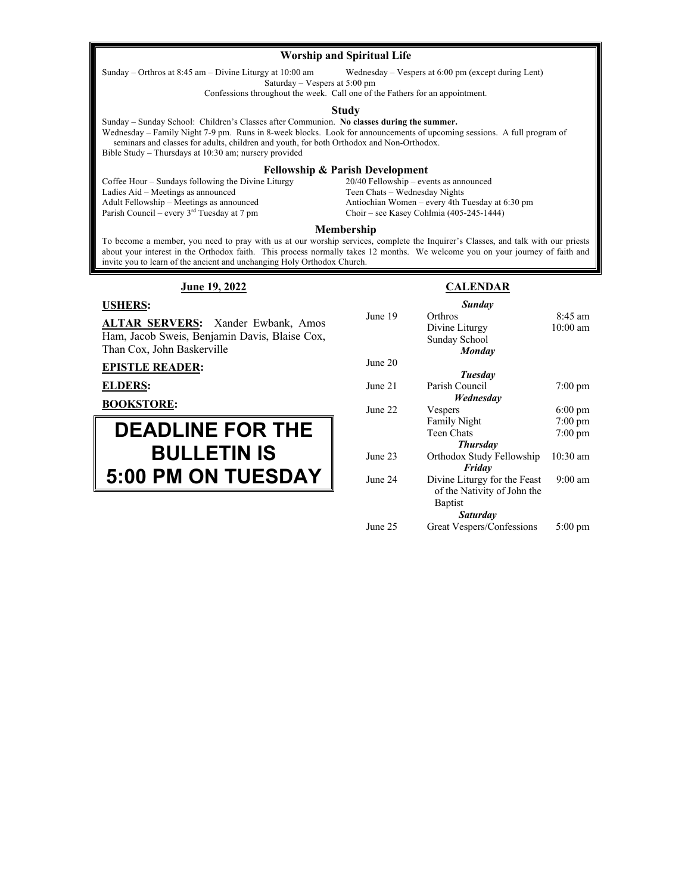## Worship and Spiritual Life

Sunday – Orthros at 8:45 am – Divine Liturgy at 10:00 am
Wednesday – Vespers at 6:00 pm (except during Lent)
Saturday – Vespers at 5:00 pm
Confessions throughout the week. Call one of the Fathers for an appointment.

## Study

Sunday – Sunday School: Children's Classes after Communion. **No classes during the summer.**
Wednesday – Family Night 7-9 pm. Runs in 8-week blocks. Look for announcements of upcoming sessions. A full program of seminars and classes for adults, children and youth, for both Orthodox and Non-Orthodox.
Bible Study – Thursdays at 10:30 am; nursery provided

## Fellowship & Parish Development

Coffee Hour – Sundays following the Divine Liturgy
Ladies Aid – Meetings as announced
Adult Fellowship – Meetings as announced
Parish Council – every 3rd Tuesday at 7 pm
20/40 Fellowship – events as announced
Teen Chats – Wednesday Nights
Antiochian Women – every 4th Tuesday at 6:30 pm
Choir – see Kasey Cohlmia (405-245-1444)

## Membership

To become a member, you need to pray with us at our worship services, complete the Inquirer's Classes, and talk with our priests about your interest in the Orthodox faith. This process normally takes 12 months. We welcome you on your journey of faith and invite you to learn of the ancient and unchanging Holy Orthodox Church.

## June 19, 2022

**USHERS:**

**ALTAR SERVERS:** Xander Ewbank, Amos Ham, Jacob Sweis, Benjamin Davis, Blaise Cox, Than Cox, John Baskerville

**EPISTLE READER:**

**ELDERS:**

**BOOKSTORE:**

**DEADLINE FOR THE BULLETIN IS 5:00 PM ON TUESDAY**

## CALENDAR

| | | |
|---|---|---|
| | ***Sunday*** | |
| June 19 | Orthros | 8:45 am |
| | Divine Liturgy | 10:00 am |
| | Sunday School | |
| | ***Monday*** | |
| June 20 | | |
| | ***Tuesday*** | |
| June 21 | Parish Council | 7:00 pm |
| | ***Wednesday*** | |
| June 22 | Vespers | 6:00 pm |
| | Family Night | 7:00 pm |
| | Teen Chats | 7:00 pm |
| | ***Thursday*** | |
| June 23 | Orthodox Study Fellowship | 10:30 am |
| | ***Friday*** | |
| June 24 | Divine Liturgy for the Feast of the Nativity of John the Baptist | 9:00 am |
| | ***Saturday*** | |
| June 25 | Great Vespers/Confessions | 5:00 pm |